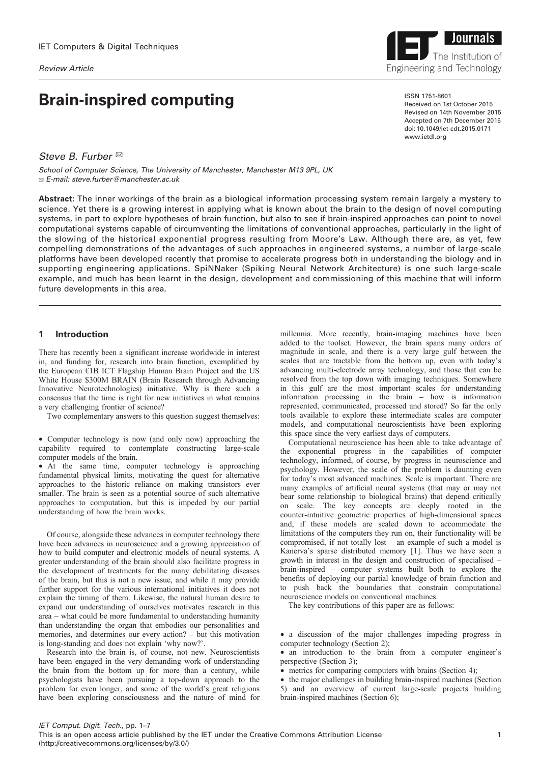IET Computers & Digital Techniques

*Review Article*

# Brain-inspired computing

ISSN 1751-8601
Received on 1st October 2015
Revised on 14th November 2015
Accepted on 7th December 2015
doi: 10.1049/iet-cdt.2015.0171
www.ietdl.org

*Steve B. Furber* ✉

*School of Computer Science, The University of Manchester, Manchester M13 9PL, UK*
✉ *E-mail: steve.furber@manchester.ac.uk*

**Abstract:** The inner workings of the brain as a biological information processing system remain largely a mystery to science. Yet there is a growing interest in applying what is known about the brain to the design of novel computing systems, in part to explore hypotheses of brain function, but also to see if brain-inspired approaches can point to novel computational systems capable of circumventing the limitations of conventional approaches, particularly in the light of the slowing of the historical exponential progress resulting from Moore's Law. Although there are, as yet, few compelling demonstrations of the advantages of such approaches in engineered systems, a number of large-scale platforms have been developed recently that promise to accelerate progress both in understanding the biology and in supporting engineering applications. SpiNNaker (Spiking Neural Network Architecture) is one such large-scale example, and much has been learnt in the design, development and commissioning of this machine that will inform future developments in this area.

## 1 Introduction

There has recently been a significant increase worldwide in interest in, and funding for, research into brain function, exemplified by the European €1B ICT Flagship Human Brain Project and the US White House $300M BRAIN (Brain Research through Advancing Innovative Neurotechnologies) initiative. Why is there such a consensus that the time is right for new initiatives in what remains a very challenging frontier of science?

Two complementary answers to this question suggest themselves:

- Computer technology is now (and only now) approaching the capability required to contemplate constructing large-scale computer models of the brain.
- At the same time, computer technology is approaching fundamental physical limits, motivating the quest for alternative approaches to the historic reliance on making transistors ever smaller. The brain is seen as a potential source of such alternative approaches to computation, but this is impeded by our partial understanding of how the brain works.

Of course, alongside these advances in computer technology there have been advances in neuroscience and a growing appreciation of how to build computer and electronic models of neural systems. A greater understanding of the brain should also facilitate progress in the development of treatments for the many debilitating diseases of the brain, but this is not a new issue, and while it may provide further support for the various international initiatives it does not explain the timing of them. Likewise, the natural human desire to expand our understanding of ourselves motivates research in this area – what could be more fundamental to understanding humanity than understanding the organ that embodies our personalities and memories, and determines our every action? – but this motivation is long-standing and does not explain 'why now?'.

Research into the brain is, of course, not new. Neuroscientists have been engaged in the very demanding work of understanding the brain from the bottom up for more than a century, while psychologists have been pursuing a top-down approach to the problem for even longer, and some of the world's great religions have been exploring consciousness and the nature of mind for millennia. More recently, brain-imaging machines have been added to the toolset. However, the brain spans many orders of magnitude in scale, and there is a very large gulf between the scales that are tractable from the bottom up, even with today's advancing multi-electrode array technology, and those that can be resolved from the top down with imaging techniques. Somewhere in this gulf are the most important scales for understanding information processing in the brain – how is information represented, communicated, processed and stored? So far the only tools available to explore these intermediate scales are computer models, and computational neuroscientists have been exploring this space since the very earliest days of computers.

Computational neuroscience has been able to take advantage of the exponential progress in the capabilities of computer technology, informed, of course, by progress in neuroscience and psychology. However, the scale of the problem is daunting even for today's most advanced machines. Scale is important. There are many examples of artificial neural systems (that may or may not bear some relationship to biological brains) that depend critically on scale. The key concepts are deeply rooted in the counter-intuitive geometric properties of high-dimensional spaces and, if these models are scaled down to accommodate the limitations of the computers they run on, their functionality will be compromised, if not totally lost – an example of such a model is Kanerva's sparse distributed memory [1]. Thus we have seen a growth in interest in the design and construction of specialised – brain-inspired – computer systems built both to explore the benefits of deploying our partial knowledge of brain function and to push back the boundaries that constrain computational neuroscience models on conventional machines.

The key contributions of this paper are as follows:

- a discussion of the major challenges impeding progress in computer technology (Section 2);
- an introduction to the brain from a computer engineer's perspective (Section 3);
- metrics for comparing computers with brains (Section 4);
- the major challenges in building brain-inspired machines (Section 5) and an overview of current large-scale projects building brain-inspired machines (Section 6);

This is an open access article published by the IET under the Creative Commons Attribution License (http://creativecommons.org/licenses/by/3.0/)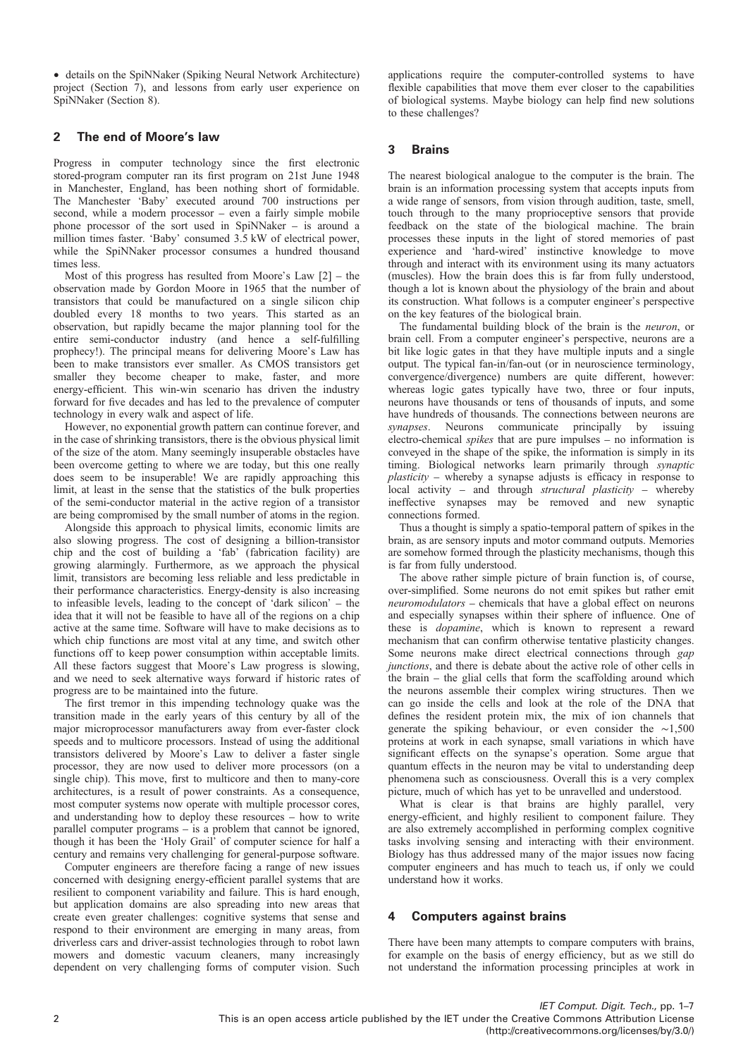• details on the SpiNNaker (Spiking Neural Network Architecture) project (Section 7), and lessons from early user experience on SpiNNaker (Section 8).

## 2 The end of Moore's law

Progress in computer technology since the first electronic stored-program computer ran its first program on 21st June 1948 in Manchester, England, has been nothing short of formidable. The Manchester 'Baby' executed around 700 instructions per second, while a modern processor – even a fairly simple mobile phone processor of the sort used in SpiNNaker – is around a million times faster. 'Baby' consumed 3.5 kW of electrical power, while the SpiNNaker processor consumes a hundred thousand times less.

Most of this progress has resulted from Moore's Law [2] – the observation made by Gordon Moore in 1965 that the number of transistors that could be manufactured on a single silicon chip doubled every 18 months to two years. This started as an observation, but rapidly became the major planning tool for the entire semi-conductor industry (and hence a self-fulfilling prophecy!). The principal means for delivering Moore's Law has been to make transistors ever smaller. As CMOS transistors get smaller they become cheaper to make, faster, and more energy-efficient. This win-win scenario has driven the industry forward for five decades and has led to the prevalence of computer technology in every walk and aspect of life.

However, no exponential growth pattern can continue forever, and in the case of shrinking transistors, there is the obvious physical limit of the size of the atom. Many seemingly insuperable obstacles have been overcome getting to where we are today, but this one really does seem to be insuperable! We are rapidly approaching this limit, at least in the sense that the statistics of the bulk properties of the semi-conductor material in the active region of a transistor are being compromised by the small number of atoms in the region.

Alongside this approach to physical limits, economic limits are also slowing progress. The cost of designing a billion-transistor chip and the cost of building a 'fab' (fabrication facility) are growing alarmingly. Furthermore, as we approach the physical limit, transistors are becoming less reliable and less predictable in their performance characteristics. Energy-density is also increasing to infeasible levels, leading to the concept of 'dark silicon' – the idea that it will not be feasible to have all of the regions on a chip active at the same time. Software will have to make decisions as to which chip functions are most vital at any time, and switch other functions off to keep power consumption within acceptable limits. All these factors suggest that Moore's Law progress is slowing, and we need to seek alternative ways forward if historic rates of progress are to be maintained into the future.

The first tremor in this impending technology quake was the transition made in the early years of this century by all of the major microprocessor manufacturers away from ever-faster clock speeds and to multicore processors. Instead of using the additional transistors delivered by Moore's Law to deliver a faster single processor, they are now used to deliver more processors (on a single chip). This move, first to multicore and then to many-core architectures, is a result of power constraints. As a consequence, most computer systems now operate with multiple processor cores, and understanding how to deploy these resources – how to write parallel computer programs – is a problem that cannot be ignored, though it has been the 'Holy Grail' of computer science for half a century and remains very challenging for general-purpose software.

Computer engineers are therefore facing a range of new issues concerned with designing energy-efficient parallel systems that are resilient to component variability and failure. This is hard enough, but application domains are also spreading into new areas that create even greater challenges: cognitive systems that sense and respond to their environment are emerging in many areas, from driverless cars and driver-assist technologies through to robot lawn mowers and domestic vacuum cleaners, many increasingly dependent on very challenging forms of computer vision. Such applications require the computer-controlled systems to have flexible capabilities that move them ever closer to the capabilities of biological systems. Maybe biology can help find new solutions to these challenges?

## 3 Brains

The nearest biological analogue to the computer is the brain. The brain is an information processing system that accepts inputs from a wide range of sensors, from vision through audition, taste, smell, touch through to the many proprioceptive sensors that provide feedback on the state of the biological machine. The brain processes these inputs in the light of stored memories of past experience and 'hard-wired' instinctive knowledge to move through and interact with its environment using its many actuators (muscles). How the brain does this is far from fully understood, though a lot is known about the physiology of the brain and about its construction. What follows is a computer engineer's perspective on the key features of the biological brain.

The fundamental building block of the brain is the *neuron*, or brain cell. From a computer engineer's perspective, neurons are a bit like logic gates in that they have multiple inputs and a single output. The typical fan-in/fan-out (or in neuroscience terminology, convergence/divergence) numbers are quite different, however: whereas logic gates typically have two, three or four inputs, neurons have thousands or tens of thousands of inputs, and some have hundreds of thousands. The connections between neurons are *synapses*. Neurons communicate principally by issuing electro-chemical *spikes* that are pure impulses – no information is conveyed in the shape of the spike, the information is simply in its timing. Biological networks learn primarily through *synaptic plasticity* – whereby a synapse adjusts is efficacy in response to local activity – and through *structural plasticity* – whereby ineffective synapses may be removed and new synaptic connections formed.

Thus a thought is simply a spatio-temporal pattern of spikes in the brain, as are sensory inputs and motor command outputs. Memories are somehow formed through the plasticity mechanisms, though this is far from fully understood.

The above rather simple picture of brain function is, of course, over-simplified. Some neurons do not emit spikes but rather emit *neuromodulators* – chemicals that have a global effect on neurons and especially synapses within their sphere of influence. One of these is *dopamine*, which is known to represent a reward mechanism that can confirm otherwise tentative plasticity changes. Some neurons make direct electrical connections through *gap junctions*, and there is debate about the active role of other cells in the brain – the glial cells that form the scaffolding around which the neurons assemble their complex wiring structures. Then we can go inside the cells and look at the role of the DNA that defines the resident protein mix, the mix of ion channels that generate the spiking behaviour, or even consider the ∼1,500 proteins at work in each synapse, small variations in which have significant effects on the synapse's operation. Some argue that quantum effects in the neuron may be vital to understanding deep phenomena such as consciousness. Overall this is a very complex picture, much of which has yet to be unravelled and understood.

What is clear is that brains are highly parallel, very energy-efficient, and highly resilient to component failure. They are also extremely accomplished in performing complex cognitive tasks involving sensing and interacting with their environment. Biology has thus addressed many of the major issues now facing computer engineers and has much to teach us, if only we could understand how it works.

## 4 Computers against brains

There have been many attempts to compare computers with brains, for example on the basis of energy efficiency, but as we still do not understand the information processing principles at work in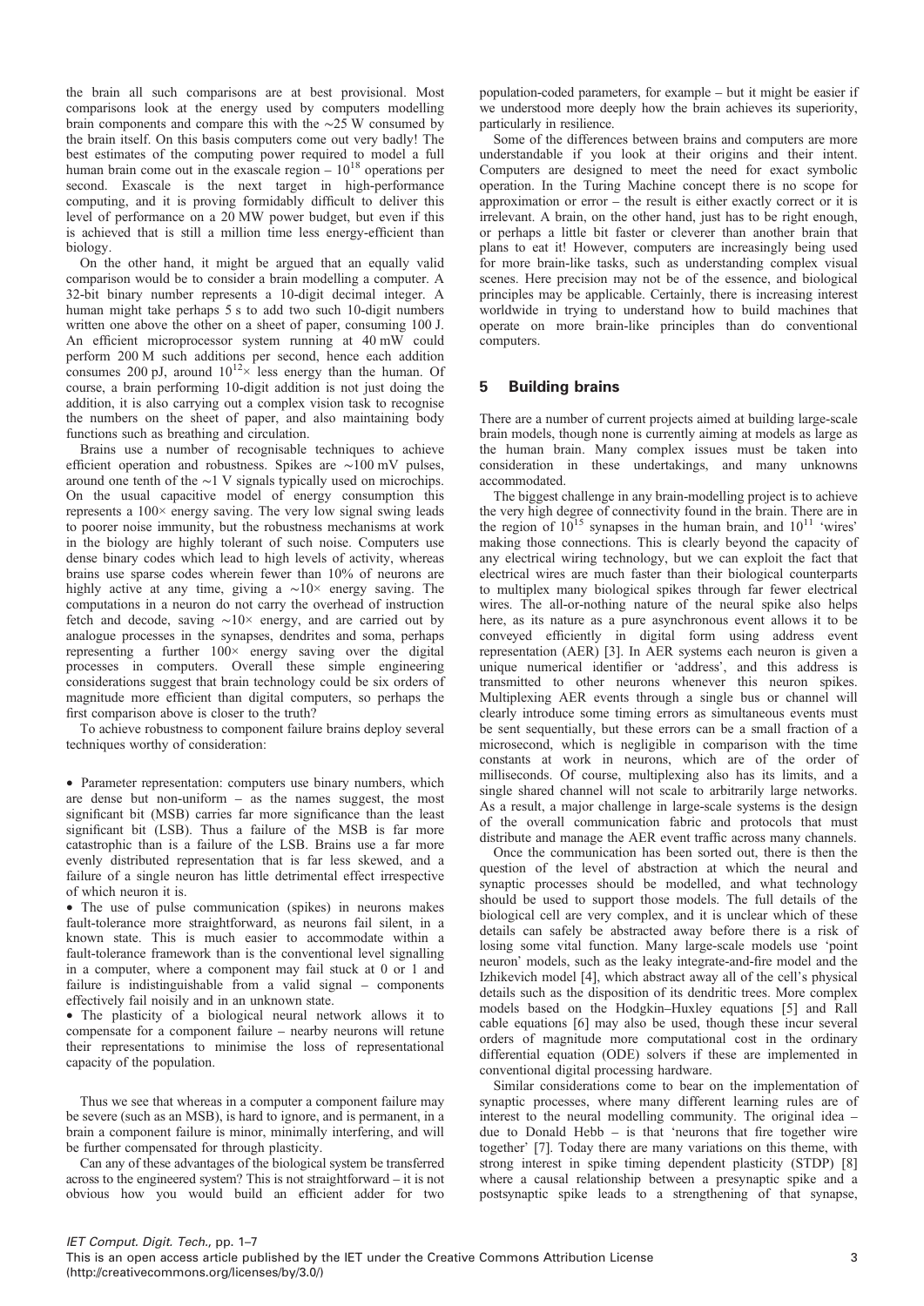the brain all such comparisons are at best provisional. Most comparisons look at the energy used by computers modelling brain components and compare this with the ∼25 W consumed by the brain itself. On this basis computers come out very badly! The best estimates of the computing power required to model a full human brain come out in the exascale region – $10^{18}$ operations per second. Exascale is the next target in high-performance computing, and it is proving formidably difficult to deliver this level of performance on a 20 MW power budget, but even if this is achieved that is still a million time less energy-efficient than biology.

On the other hand, it might be argued that an equally valid comparison would be to consider a brain modelling a computer. A 32-bit binary number represents a 10-digit decimal integer. A human might take perhaps 5 s to add two such 10-digit numbers written one above the other on a sheet of paper, consuming 100 J. An efficient microprocessor system running at 40 mW could perform 200 M such additions per second, hence each addition consumes 200 pJ, around $10^{12}\times$ less energy than the human. Of course, a brain performing 10-digit addition is not just doing the addition, it is also carrying out a complex vision task to recognise the numbers on the sheet of paper, and also maintaining body functions such as breathing and circulation.

Brains use a number of recognisable techniques to achieve efficient operation and robustness. Spikes are ∼100 mV pulses, around one tenth of the ∼1 V signals typically used on microchips. On the usual capacitive model of energy consumption this represents a 100× energy saving. The very low signal swing leads to poorer noise immunity, but the robustness mechanisms at work in the biology are highly tolerant of such noise. Computers use dense binary codes which lead to high levels of activity, whereas brains use sparse codes wherein fewer than 10% of neurons are highly active at any time, giving a ∼10× energy saving. The computations in a neuron do not carry the overhead of instruction fetch and decode, saving ∼10× energy, and are carried out by analogue processes in the synapses, dendrites and soma, perhaps representing a further 100× energy saving over the digital processes in computers. Overall these simple engineering considerations suggest that brain technology could be six orders of magnitude more efficient than digital computers, so perhaps the first comparison above is closer to the truth?

To achieve robustness to component failure brains deploy several techniques worthy of consideration:

- Parameter representation: computers use binary numbers, which are dense but non-uniform – as the names suggest, the most significant bit (MSB) carries far more significance than the least significant bit (LSB). Thus a failure of the MSB is far more catastrophic than is a failure of the LSB. Brains use a far more evenly distributed representation that is far less skewed, and a failure of a single neuron has little detrimental effect irrespective of which neuron it is.
- The use of pulse communication (spikes) in neurons makes fault-tolerance more straightforward, as neurons fail silent, in a known state. This is much easier to accommodate within a fault-tolerance framework than is the conventional level signalling in a computer, where a component may fail stuck at 0 or 1 and failure is indistinguishable from a valid signal – components effectively fail noisily and in an unknown state.
- The plasticity of a biological neural network allows it to compensate for a component failure – nearby neurons will retune their representations to minimise the loss of representational capacity of the population.

Thus we see that whereas in a computer a component failure may be severe (such as an MSB), is hard to ignore, and is permanent, in a brain a component failure is minor, minimally interfering, and will be further compensated for through plasticity.

Can any of these advantages of the biological system be transferred across to the engineered system? This is not straightforward – it is not obvious how you would build an efficient adder for two population-coded parameters, for example – but it might be easier if we understood more deeply how the brain achieves its superiority, particularly in resilience.

Some of the differences between brains and computers are more understandable if you look at their origins and their intent. Computers are designed to meet the need for exact symbolic operation. In the Turing Machine concept there is no scope for approximation or error – the result is either exactly correct or it is irrelevant. A brain, on the other hand, just has to be right enough, or perhaps a little bit faster or cleverer than another brain that plans to eat it! However, computers are increasingly being used for more brain-like tasks, such as understanding complex visual scenes. Here precision may not be of the essence, and biological principles may be applicable. Certainly, there is increasing interest worldwide in trying to understand how to build machines that operate on more brain-like principles than do conventional computers.

## 5 Building brains

There are a number of current projects aimed at building large-scale brain models, though none is currently aiming at models as large as the human brain. Many complex issues must be taken into consideration in these undertakings, and many unknowns accommodated.

The biggest challenge in any brain-modelling project is to achieve the very high degree of connectivity found in the brain. There are in the region of $10^{15}$ synapses in the human brain, and $10^{11}$ 'wires' making those connections. This is clearly beyond the capacity of any electrical wiring technology, but we can exploit the fact that electrical wires are much faster than their biological counterparts to multiplex many biological spikes through far fewer electrical wires. The all-or-nothing nature of the neural spike also helps here, as its nature as a pure asynchronous event allows it to be conveyed efficiently in digital form using address event representation (AER) [3]. In AER systems each neuron is given a unique numerical identifier or 'address', and this address is transmitted to other neurons whenever this neuron spikes. Multiplexing AER events through a single bus or channel will clearly introduce some timing errors as simultaneous events must be sent sequentially, but these errors can be a small fraction of a microsecond, which is negligible in comparison with the time constants at work in neurons, which are of the order of milliseconds. Of course, multiplexing also has its limits, and a single shared channel will not scale to arbitrarily large networks. As a result, a major challenge in large-scale systems is the design of the overall communication fabric and protocols that must distribute and manage the AER event traffic across many channels.

Once the communication has been sorted out, there is then the question of the level of abstraction at which the neural and synaptic processes should be modelled, and what technology should be used to support those models. The full details of the biological cell are very complex, and it is unclear which of these details can safely be abstracted away before there is a risk of losing some vital function. Many large-scale models use 'point neuron' models, such as the leaky integrate-and-fire model and the Izhikevich model [4], which abstract away all of the cell's physical details such as the disposition of its dendritic trees. More complex models based on the Hodgkin–Huxley equations [5] and Rall cable equations [6] may also be used, though these incur several orders of magnitude more computational cost in the ordinary differential equation (ODE) solvers if these are implemented in conventional digital processing hardware.

Similar considerations come to bear on the implementation of synaptic processes, where many different learning rules are of interest to the neural modelling community. The original idea – due to Donald Hebb – is that 'neurons that fire together wire together' [7]. Today there are many variations on this theme, with strong interest in spike timing dependent plasticity (STDP) [8] where a causal relationship between a presynaptic spike and a postsynaptic spike leads to a strengthening of that synapse,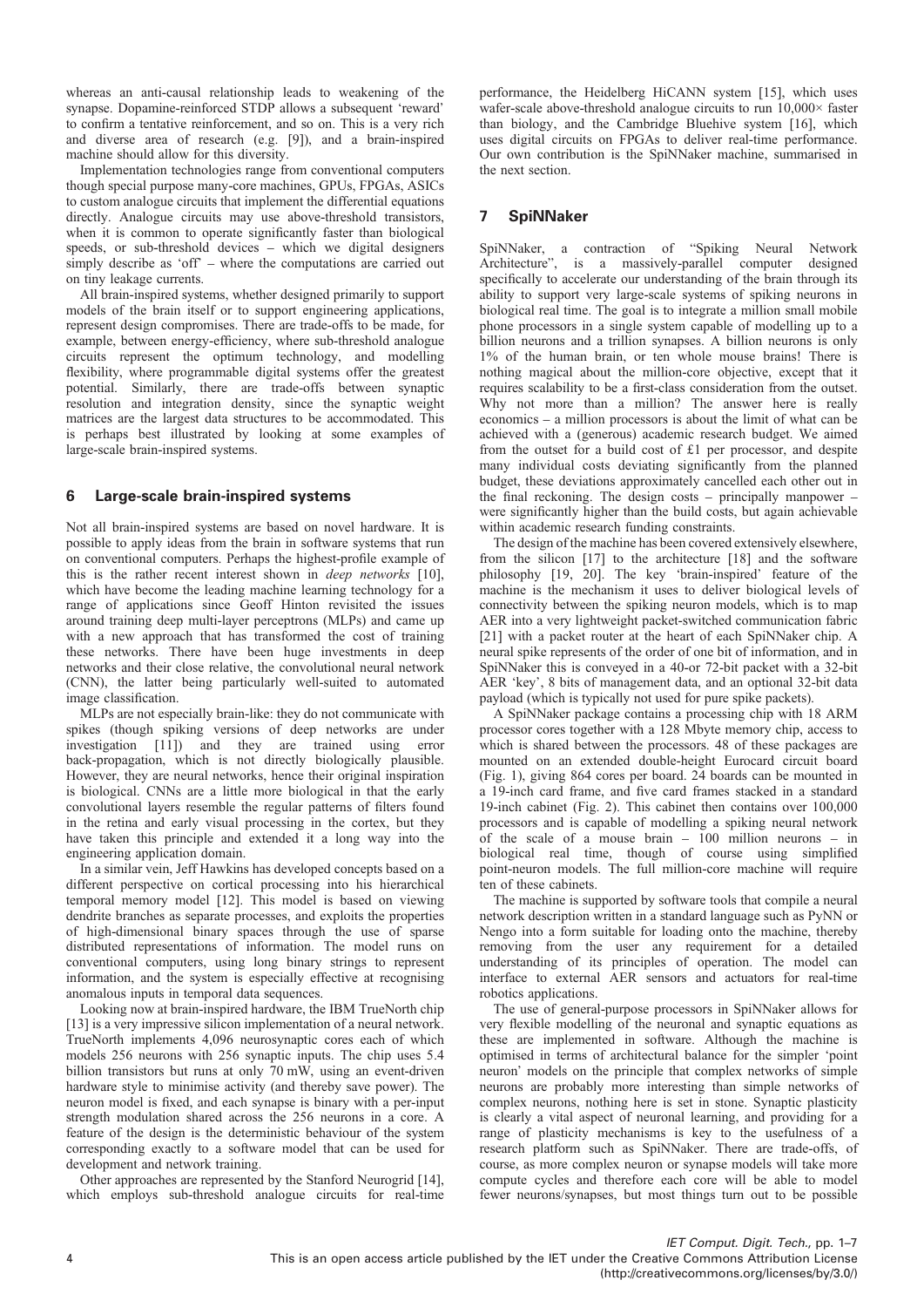whereas an anti-causal relationship leads to weakening of the synapse. Dopamine-reinforced STDP allows a subsequent 'reward' to confirm a tentative reinforcement, and so on. This is a very rich and diverse area of research (e.g. [9]), and a brain-inspired machine should allow for this diversity.

Implementation technologies range from conventional computers though special purpose many-core machines, GPUs, FPGAs, ASICs to custom analogue circuits that implement the differential equations directly. Analogue circuits may use above-threshold transistors, when it is common to operate significantly faster than biological speeds, or sub-threshold devices – which we digital designers simply describe as 'off' – where the computations are carried out on tiny leakage currents.

All brain-inspired systems, whether designed primarily to support models of the brain itself or to support engineering applications, represent design compromises. There are trade-offs to be made, for example, between energy-efficiency, where sub-threshold analogue circuits represent the optimum technology, and modelling flexibility, where programmable digital systems offer the greatest potential. Similarly, there are trade-offs between synaptic resolution and integration density, since the synaptic weight matrices are the largest data structures to be accommodated. This is perhaps best illustrated by looking at some examples of large-scale brain-inspired systems.

## 6 Large-scale brain-inspired systems

Not all brain-inspired systems are based on novel hardware. It is possible to apply ideas from the brain in software systems that run on conventional computers. Perhaps the highest-profile example of this is the rather recent interest shown in *deep networks* [10], which have become the leading machine learning technology for a range of applications since Geoff Hinton revisited the issues around training deep multi-layer perceptrons (MLPs) and came up with a new approach that has transformed the cost of training these networks. There have been huge investments in deep networks and their close relative, the convolutional neural network (CNN), the latter being particularly well-suited to automated image classification.

MLPs are not especially brain-like: they do not communicate with spikes (though spiking versions of deep networks are under investigation [11]) and they are trained using error back-propagation, which is not directly biologically plausible. However, they are neural networks, hence their original inspiration is biological. CNNs are a little more biological in that the early convolutional layers resemble the regular patterns of filters found in the retina and early visual processing in the cortex, but they have taken this principle and extended it a long way into the engineering application domain.

In a similar vein, Jeff Hawkins has developed concepts based on a different perspective on cortical processing into his hierarchical temporal memory model [12]. This model is based on viewing dendrite branches as separate processes, and exploits the properties of high-dimensional binary spaces through the use of sparse distributed representations of information. The model runs on conventional computers, using long binary strings to represent information, and the system is especially effective at recognising anomalous inputs in temporal data sequences.

Looking now at brain-inspired hardware, the IBM TrueNorth chip [13] is a very impressive silicon implementation of a neural network. TrueNorth implements 4,096 neurosynaptic cores each of which models 256 neurons with 256 synaptic inputs. The chip uses 5.4 billion transistors but runs at only 70 mW, using an event-driven hardware style to minimise activity (and thereby save power). The neuron model is fixed, and each synapse is binary with a per-input strength modulation shared across the 256 neurons in a core. A feature of the design is the deterministic behaviour of the system corresponding exactly to a software model that can be used for development and network training.

Other approaches are represented by the Stanford Neurogrid [14], which employs sub-threshold analogue circuits for real-time performance, the Heidelberg HiCANN system [15], which uses wafer-scale above-threshold analogue circuits to run 10,000× faster than biology, and the Cambridge Bluehive system [16], which uses digital circuits on FPGAs to deliver real-time performance. Our own contribution is the SpiNNaker machine, summarised in the next section.

## 7 SpiNNaker

SpiNNaker, a contraction of "Spiking Neural Network Architecture", is a massively-parallel computer designed specifically to accelerate our understanding of the brain through its ability to support very large-scale systems of spiking neurons in biological real time. The goal is to integrate a million small mobile phone processors in a single system capable of modelling up to a billion neurons and a trillion synapses. A billion neurons is only 1% of the human brain, or ten whole mouse brains! There is nothing magical about the million-core objective, except that it requires scalability to be a first-class consideration from the outset. Why not more than a million? The answer here is really economics – a million processors is about the limit of what can be achieved with a (generous) academic research budget. We aimed from the outset for a build cost of £1 per processor, and despite many individual costs deviating significantly from the planned budget, these deviations approximately cancelled each other out in the final reckoning. The design costs – principally manpower – were significantly higher than the build costs, but again achievable within academic research funding constraints.

The design of the machine has been covered extensively elsewhere, from the silicon [17] to the architecture [18] and the software philosophy [19, 20]. The key 'brain-inspired' feature of the machine is the mechanism it uses to deliver biological levels of connectivity between the spiking neuron models, which is to map AER into a very lightweight packet-switched communication fabric [21] with a packet router at the heart of each SpiNNaker chip. A neural spike represents of the order of one bit of information, and in SpiNNaker this is conveyed in a 40-or 72-bit packet with a 32-bit AER 'key', 8 bits of management data, and an optional 32-bit data payload (which is typically not used for pure spike packets).

A SpiNNaker package contains a processing chip with 18 ARM processor cores together with a 128 Mbyte memory chip, access to which is shared between the processors. 48 of these packages are mounted on an extended double-height Eurocard circuit board (Fig. 1), giving 864 cores per board. 24 boards can be mounted in a 19-inch card frame, and five card frames stacked in a standard 19-inch cabinet (Fig. 2). This cabinet then contains over 100,000 processors and is capable of modelling a spiking neural network of the scale of a mouse brain – 100 million neurons – in biological real time, though of course using simplified point-neuron models. The full million-core machine will require ten of these cabinets.

The machine is supported by software tools that compile a neural network description written in a standard language such as PyNN or Nengo into a form suitable for loading onto the machine, thereby removing from the user any requirement for a detailed understanding of its principles of operation. The model can interface to external AER sensors and actuators for real-time robotics applications.

The use of general-purpose processors in SpiNNaker allows for very flexible modelling of the neuronal and synaptic equations as these are implemented in software. Although the machine is optimised in terms of architectural balance for the simpler 'point neuron' models on the principle that complex networks of simple neurons are probably more interesting than simple networks of complex neurons, nothing here is set in stone. Synaptic plasticity is clearly a vital aspect of neuronal learning, and providing for a range of plasticity mechanisms is key to the usefulness of a research platform such as SpiNNaker. There are trade-offs, of course, as more complex neuron or synapse models will take more compute cycles and therefore each core will be able to model fewer neurons/synapses, but most things turn out to be possible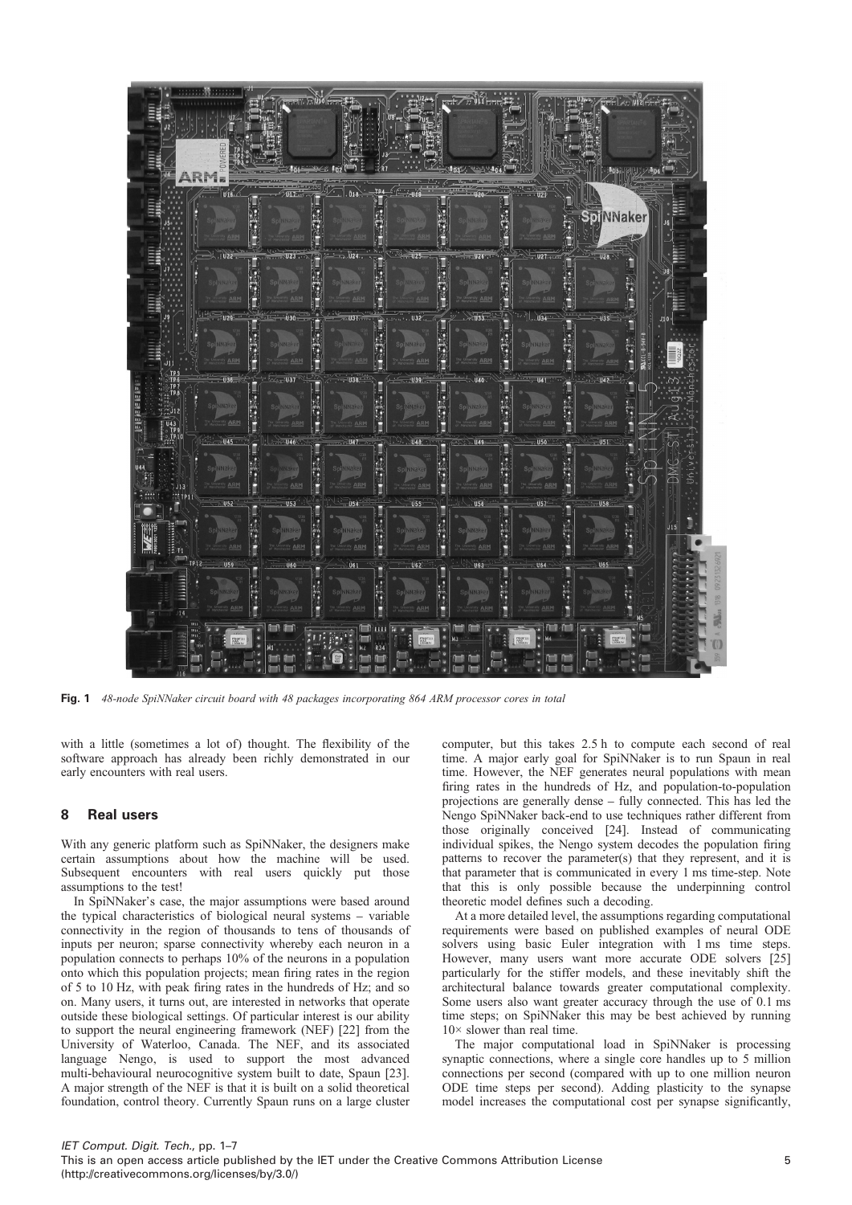**Fig. 1** *48-node SpiNNaker circuit board with 48 packages incorporating 864 ARM processor cores in total*

with a little (sometimes a lot of) thought. The flexibility of the software approach has already been richly demonstrated in our early encounters with real users.

## 8 Real users

With any generic platform such as SpiNNaker, the designers make certain assumptions about how the machine will be used. Subsequent encounters with real users quickly put those assumptions to the test!

In SpiNNaker's case, the major assumptions were based around the typical characteristics of biological neural systems – variable connectivity in the region of thousands to tens of thousands of inputs per neuron; sparse connectivity whereby each neuron in a population connects to perhaps 10% of the neurons in a population onto which this population projects; mean firing rates in the region of 5 to 10 Hz, with peak firing rates in the hundreds of Hz; and so on. Many users, it turns out, are interested in networks that operate outside these biological settings. Of particular interest is our ability to support the neural engineering framework (NEF) [22] from the University of Waterloo, Canada. The NEF, and its associated language Nengo, is used to support the most advanced multi-behavioural neurocognitive system built to date, Spaun [23]. A major strength of the NEF is that it is built on a solid theoretical foundation, control theory. Currently Spaun runs on a large cluster computer, but this takes 2.5 h to compute each second of real time. A major early goal for SpiNNaker is to run Spaun in real time. However, the NEF generates neural populations with mean firing rates in the hundreds of Hz, and population-to-population projections are generally dense – fully connected. This has led the Nengo SpiNNaker back-end to use techniques rather different from those originally conceived [24]. Instead of communicating individual spikes, the Nengo system decodes the population firing patterns to recover the parameter(s) that they represent, and it is that parameter that is communicated in every 1 ms time-step. Note that this is only possible because the underpinning control theoretic model defines such a decoding.

At a more detailed level, the assumptions regarding computational requirements were based on published examples of neural ODE solvers using basic Euler integration with 1 ms time steps. However, many users want more accurate ODE solvers [25] particularly for the stiffer models, and these inevitably shift the architectural balance towards greater computational complexity. Some users also want greater accuracy through the use of 0.1 ms time steps; on SpiNNaker this may be best achieved by running 10× slower than real time.

The major computational load in SpiNNaker is processing synaptic connections, where a single core handles up to 5 million connections per second (compared with up to one million neuron ODE time steps per second). Adding plasticity to the synapse model increases the computational cost per synapse significantly,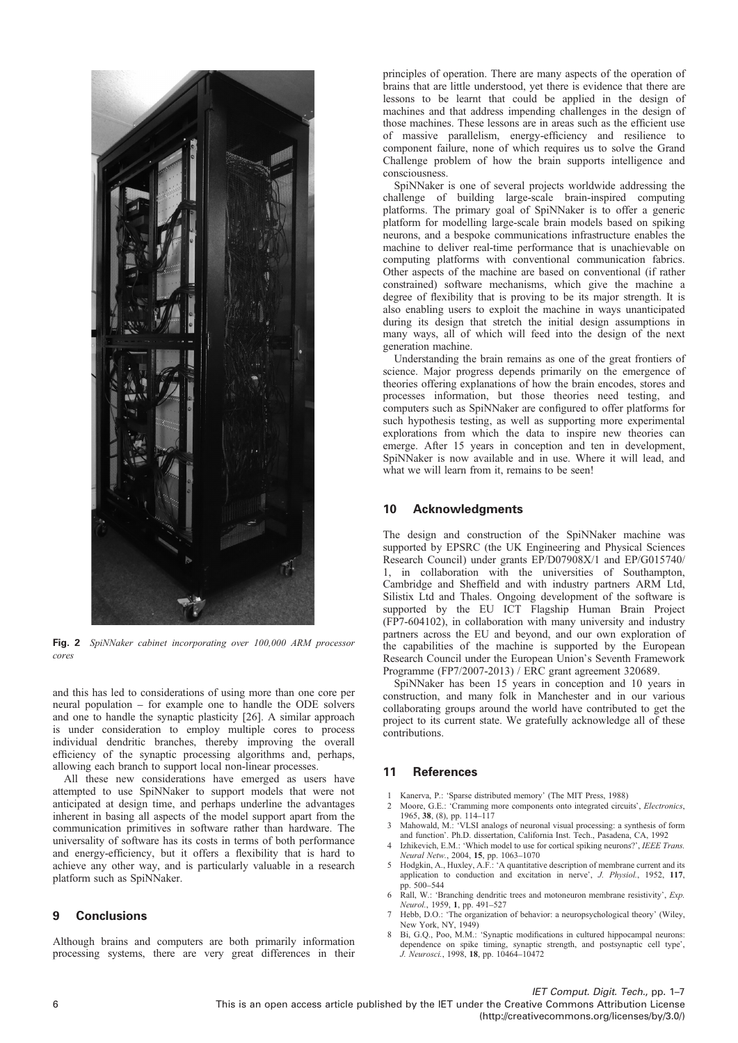Fig. 2 *SpiNNaker cabinet incorporating over 100,000 ARM processor cores*

and this has led to considerations of using more than one core per neural population – for example one to handle the ODE solvers and one to handle the synaptic plasticity [26]. A similar approach is under consideration to employ multiple cores to process individual dendritic branches, thereby improving the overall efficiency of the synaptic processing algorithms and, perhaps, allowing each branch to support local non-linear processes.

All these new considerations have emerged as users have attempted to use SpiNNaker to support models that were not anticipated at design time, and perhaps underline the advantages inherent in basing all aspects of the model support apart from the communication primitives in software rather than hardware. The universality of software has its costs in terms of both performance and energy-efficiency, but it offers a flexibility that is hard to achieve any other way, and is particularly valuable in a research platform such as SpiNNaker.

## 9 Conclusions

Although brains and computers are both primarily information processing systems, there are very great differences in their principles of operation. There are many aspects of the operation of brains that are little understood, yet there is evidence that there are lessons to be learnt that could be applied in the design of machines and that address impending challenges in the design of those machines. These lessons are in areas such as the efficient use of massive parallelism, energy-efficiency and resilience to component failure, none of which requires us to solve the Grand Challenge problem of how the brain supports intelligence and consciousness.

SpiNNaker is one of several projects worldwide addressing the challenge of building large-scale brain-inspired computing platforms. The primary goal of SpiNNaker is to offer a generic platform for modelling large-scale brain models based on spiking neurons, and a bespoke communications infrastructure enables the machine to deliver real-time performance that is unachievable on computing platforms with conventional communication fabrics. Other aspects of the machine are based on conventional (if rather constrained) software mechanisms, which give the machine a degree of flexibility that is proving to be its major strength. It is also enabling users to exploit the machine in ways unanticipated during its design that stretch the initial design assumptions in many ways, all of which will feed into the design of the next generation machine.

Understanding the brain remains as one of the great frontiers of science. Major progress depends primarily on the emergence of theories offering explanations of how the brain encodes, stores and processes information, but those theories need testing, and computers such as SpiNNaker are configured to offer platforms for such hypothesis testing, as well as supporting more experimental explorations from which the data to inspire new theories can emerge. After 15 years in conception and ten in development, SpiNNaker is now available and in use. Where it will lead, and what we will learn from it, remains to be seen!

## 10 Acknowledgments

The design and construction of the SpiNNaker machine was supported by EPSRC (the UK Engineering and Physical Sciences Research Council) under grants EP/D07908X/1 and EP/G015740/1, in collaboration with the universities of Southampton, Cambridge and Sheffield and with industry partners ARM Ltd, Silistix Ltd and Thales. Ongoing development of the software is supported by the EU ICT Flagship Human Brain Project (FP7-604102), in collaboration with many university and industry partners across the EU and beyond, and our own exploration of the capabilities of the machine is supported by the European Research Council under the European Union's Seventh Framework Programme (FP7/2007-2013) / ERC grant agreement 320689.

SpiNNaker has been 15 years in conception and 10 years in construction, and many folk in Manchester and in our various collaborating groups around the world have contributed to get the project to its current state. We gratefully acknowledge all of these contributions.

## 11 References

1. Kanerva, P.: 'Sparse distributed memory' (The MIT Press, 1988)
2. Moore, G.E.: 'Cramming more components onto integrated circuits', *Electronics*, 1965, **38**, (8), pp. 114–117
3. Mahowald, M.: 'VLSI analogs of neuronal visual processing: a synthesis of form and function'. Ph.D. dissertation, California Inst. Tech., Pasadena, CA, 1992
4. Izhikevich, E.M.: 'Which model to use for cortical spiking neurons?', *IEEE Trans. Neural Netw.*, 2004, **15**, pp. 1063–1070
5. Hodgkin, A., Huxley, A.F.: 'A quantitative description of membrane current and its application to conduction and excitation in nerve', *J. Physiol.*, 1952, **117**, pp. 500–544
6. Rall, W.: 'Branching dendritic trees and motoneuron membrane resistivity', *Exp. Neurol.*, 1959, **1**, pp. 491–527
7. Hebb, D.O.: 'The organization of behavior: a neuropsychological theory' (Wiley, New York, NY, 1949)
8. Bi, G.Q., Poo, M.M.: 'Synaptic modifications in cultured hippocampal neurons: dependence on spike timing, synaptic strength, and postsynaptic cell type', *J. Neurosci.*, 1998, **18**, pp. 10464–10472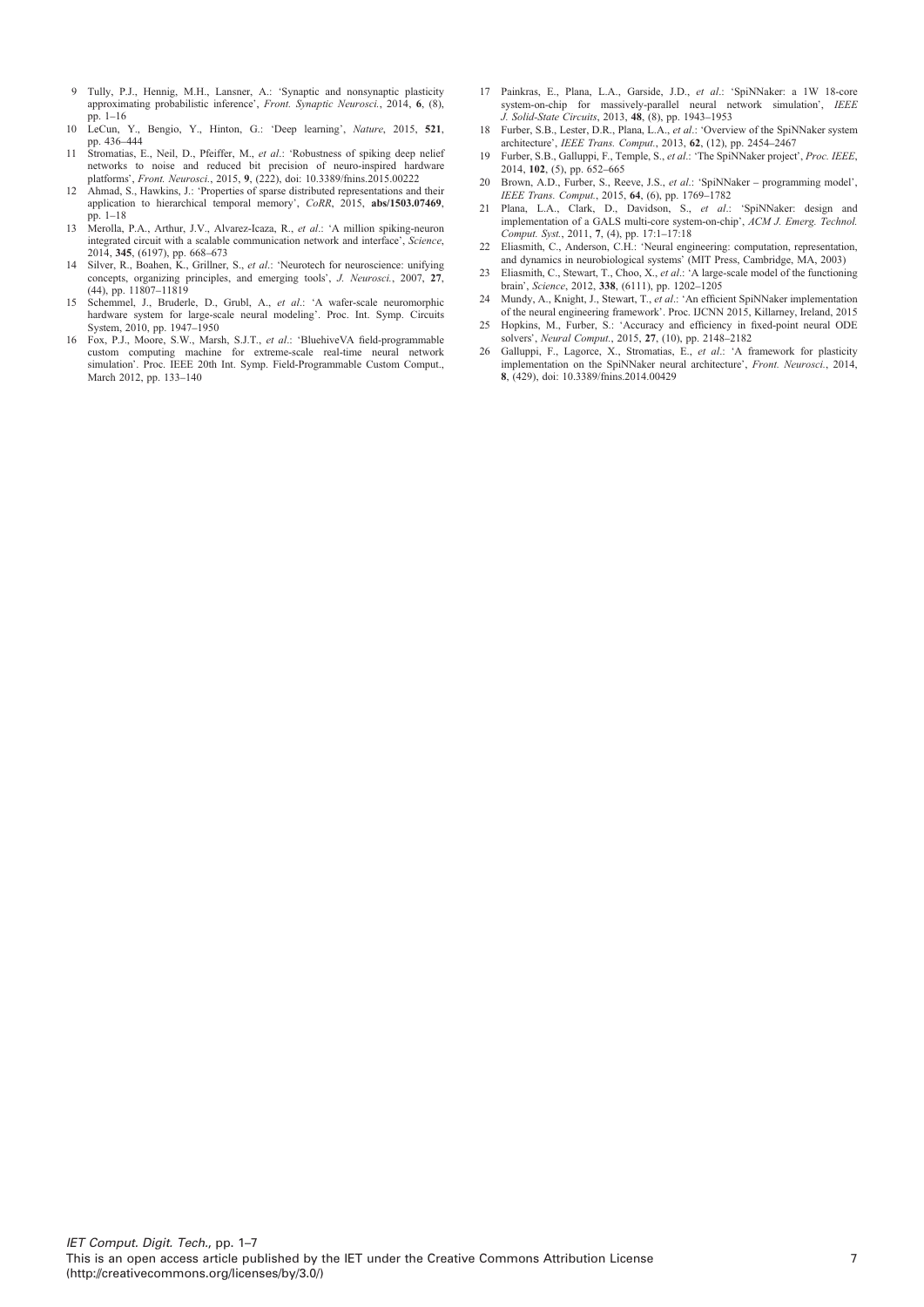9 Tully, P.J., Hennig, M.H., Lansner, A.: 'Synaptic and nonsynaptic plasticity approximating probabilistic inference', *Front. Synaptic Neurosci.*, 2014, **6**, (8), pp. 1–16

10 LeCun, Y., Bengio, Y., Hinton, G.: 'Deep learning', *Nature*, 2015, **521**, pp. 436–444

11 Stromatias, E., Neil, D., Pfeiffer, M., *et al.*: 'Robustness of spiking deep nelief networks to noise and reduced bit precision of neuro-inspired hardware platforms', *Front. Neurosci.*, 2015, **9**, (222), doi: 10.3389/fnins.2015.00222

12 Ahmad, S., Hawkins, J.: 'Properties of sparse distributed representations and their application to hierarchical temporal memory', *CoRR*, 2015, **abs/1503.07469**, pp. 1–18

13 Merolla, P.A., Arthur, J.V., Alvarez-Icaza, R., *et al.*: 'A million spiking-neuron integrated circuit with a scalable communication network and interface', *Science*, 2014, **345**, (6197), pp. 668–673

14 Silver, R., Boahen, K., Grillner, S., *et al.*: 'Neurotech for neuroscience: unifying concepts, organizing principles, and emerging tools', *J. Neurosci.*, 2007, **27**, (44), pp. 11807–11819

15 Schemmel, J., Bruderle, D., Grubl, A., *et al.*: 'A wafer-scale neuromorphic hardware system for large-scale neural modeling'. Proc. Int. Symp. Circuits System, 2010, pp. 1947–1950

16 Fox, P.J., Moore, S.W., Marsh, S.J.T., *et al.*: 'BluehiveVA field-programmable custom computing machine for extreme-scale real-time neural network simulation'. Proc. IEEE 20th Int. Symp. Field-Programmable Custom Comput., March 2012, pp. 133–140

17 Painkras, E., Plana, L.A., Garside, J.D., *et al.*: 'SpiNNaker: a 1W 18-core system-on-chip for massively-parallel neural network simulation', *IEEE J. Solid-State Circuits*, 2013, **48**, (8), pp. 1943–1953

18 Furber, S.B., Lester, D.R., Plana, L.A., *et al.*: 'Overview of the SpiNNaker system architecture', *IEEE Trans. Comput.*, 2013, **62**, (12), pp. 2454–2467

19 Furber, S.B., Galluppi, F., Temple, S., *et al.*: 'The SpiNNaker project', *Proc. IEEE*, 2014, **102**, (5), pp. 652–665

20 Brown, A.D., Furber, S., Reeve, J.S., *et al.*: 'SpiNNaker – programming model', *IEEE Trans. Comput.*, 2015, **64**, (6), pp. 1769–1782

21 Plana, L.A., Clark, D., Davidson, S., *et al.*: 'SpiNNaker: design and implementation of a GALS multi-core system-on-chip', *ACM J. Emerg. Technol. Comput. Syst.*, 2011, **7**, (4), pp. 17:1–17:18

22 Eliasmith, C., Anderson, C.H.: 'Neural engineering: computation, representation, and dynamics in neurobiological systems' (MIT Press, Cambridge, MA, 2003)

23 Eliasmith, C., Stewart, T., Choo, X., *et al.*: 'A large-scale model of the functioning brain', *Science*, 2012, **338**, (6111), pp. 1202–1205

24 Mundy, A., Knight, J., Stewart, T., *et al.*: 'An efficient SpiNNaker implementation of the neural engineering framework'. Proc. IJCNN 2015, Killarney, Ireland, 2015

25 Hopkins, M., Furber, S.: 'Accuracy and efficiency in fixed-point neural ODE solvers', *Neural Comput.*, 2015, **27**, (10), pp. 2148–2182

26 Galluppi, F., Lagorce, X., Stromatias, E., *et al.*: 'A framework for plasticity implementation on the SpiNNaker neural architecture', *Front. Neurosci.*, 2014, **8**, (429), doi: 10.3389/fnins.2014.00429

This is an open access article published by the IET under the Creative Commons Attribution License (http://creativecommons.org/licenses/by/3.0/)